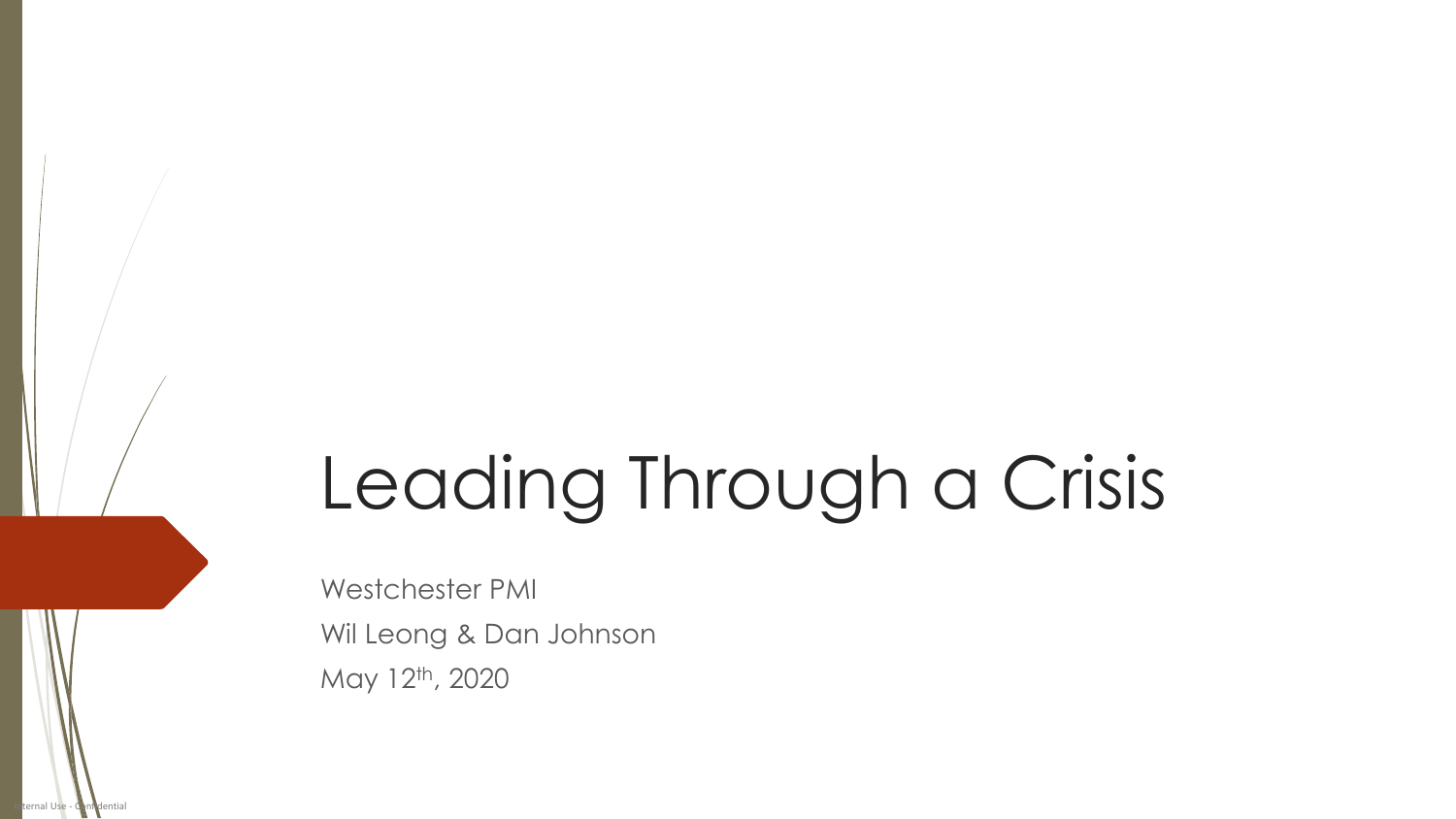# Leading Through a Crisis

Westchester PMI

Wil Leong & Dan Johnson

May 12th, 2020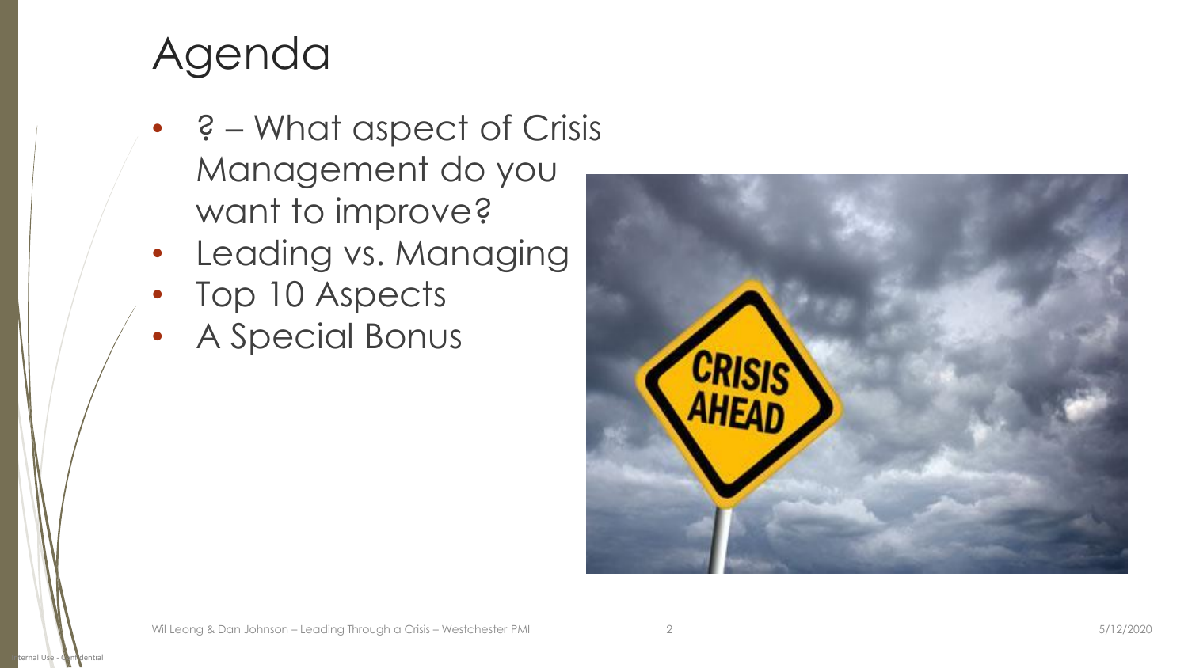# Agenda

- ? – What aspect of Crisis Management do you want to improve?
- Leading vs. Managing
- Top 10 Aspects
- A Special Bonus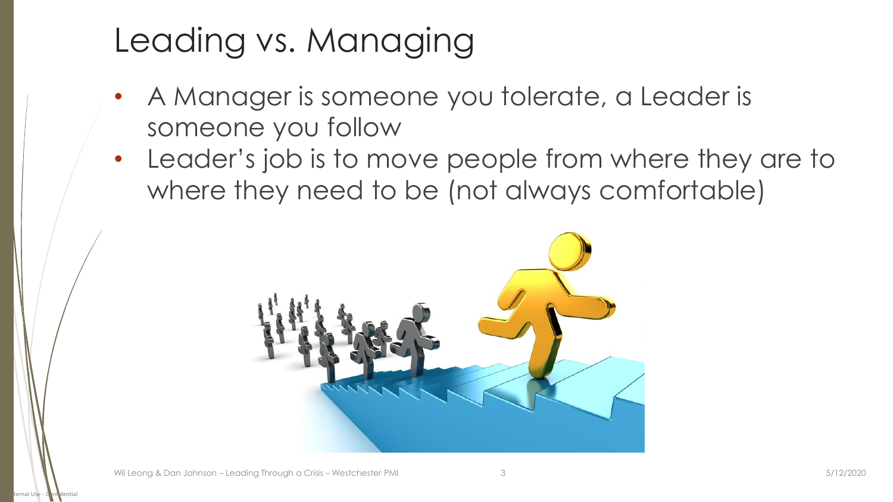# Leading vs. Managing

- A Manager is someone you tolerate, a Leader is someone you follow
- Leader's job is to move people from where they are to where they need to be (not always comfortable)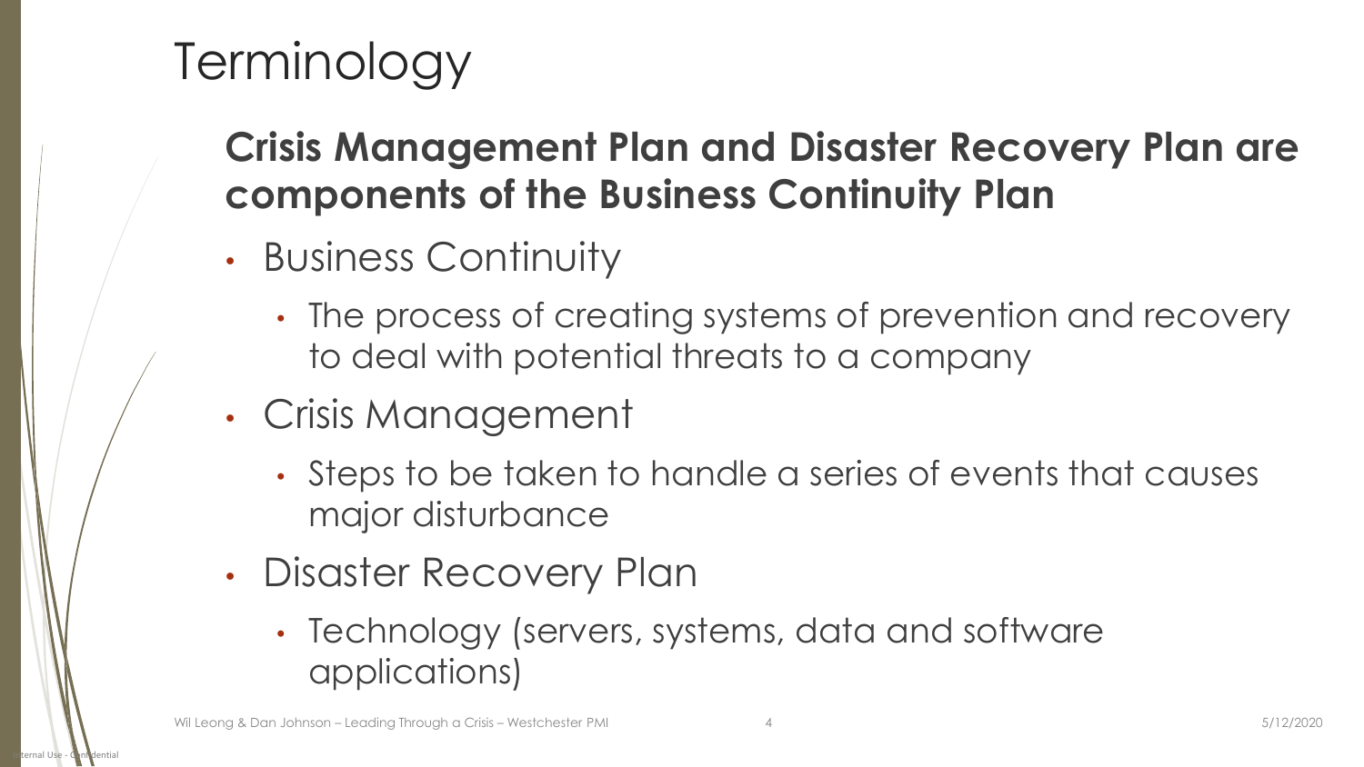# Terminology

**Crisis Management Plan and Disaster Recovery Plan are components of the Business Continuity Plan**

- Business Continuity
  - The process of creating systems of prevention and recovery to deal with potential threats to a company
- Crisis Management
  - Steps to be taken to handle a series of events that causes major disturbance
- Disaster Recovery Plan
  - Technology (servers, systems, data and software applications)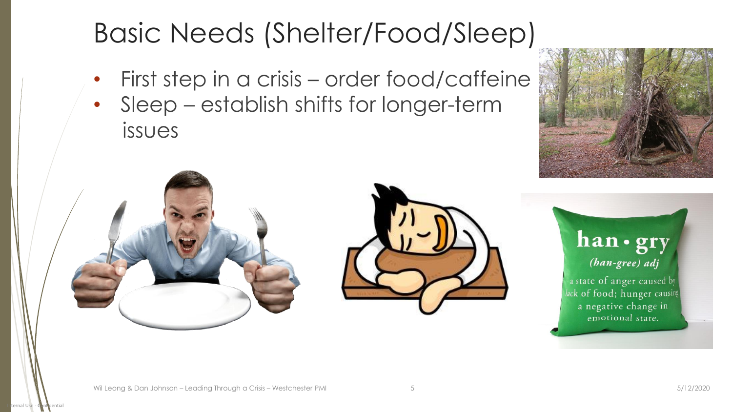# Basic Needs (Shelter/Food/Sleep)

- First step in a crisis – order food/caffeine
- Sleep – establish shifts for longer-term issues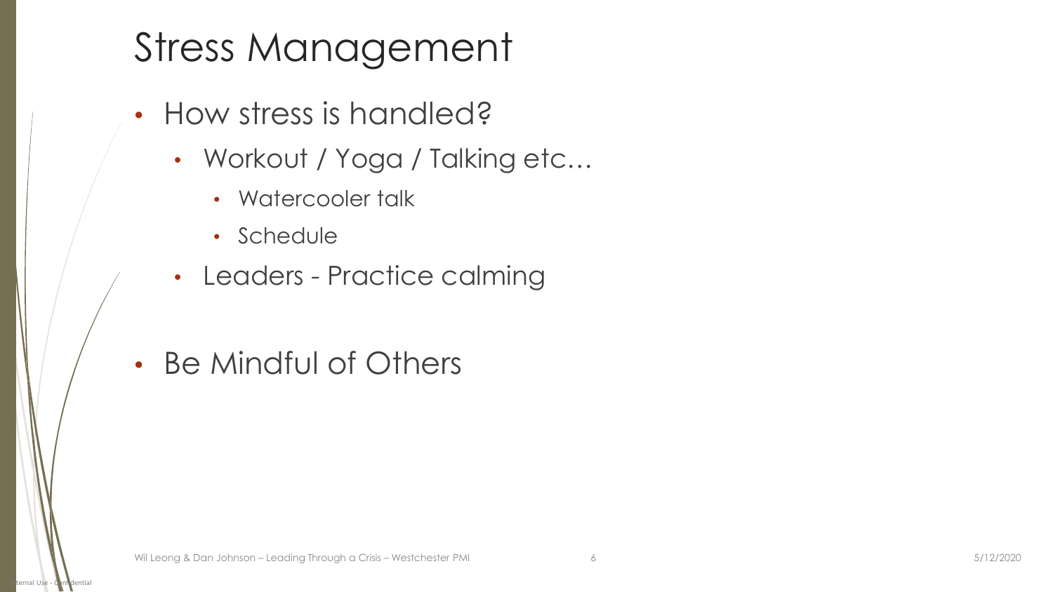# Stress Management

- How stress is handled?
  - Workout / Yoga / Talking etc…
    - Watercooler talk
    - Schedule
  - Leaders - Practice calming

- Be Mindful of Others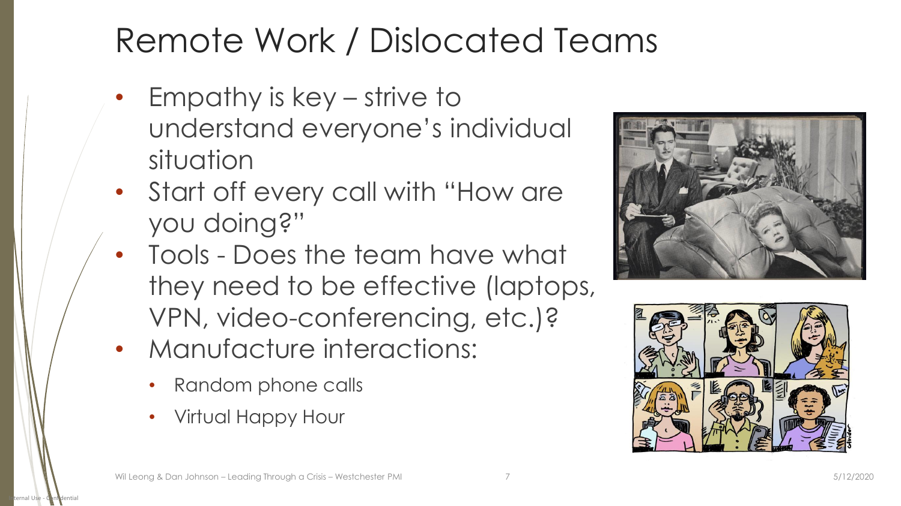# Remote Work / Dislocated Teams

- Empathy is key – strive to understand everyone's individual situation
- Start off every call with "How are you doing?"
- Tools - Does the team have what they need to be effective (laptops, VPN, video-conferencing, etc.)?
- Manufacture interactions:
  - Random phone calls
  - Virtual Happy Hour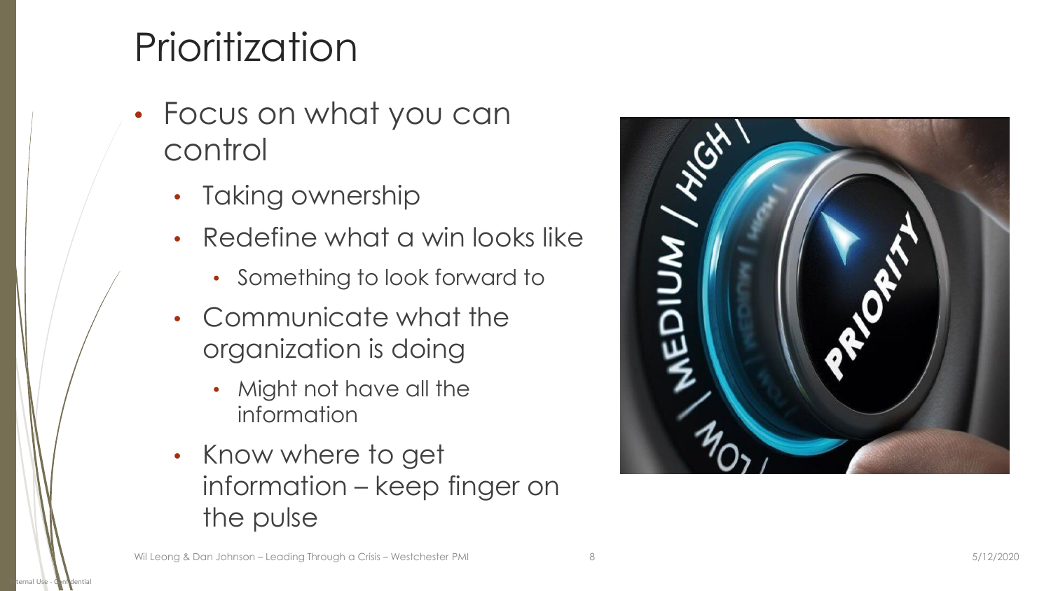# Prioritization

- Focus on what you can control
  - Taking ownership
  - Redefine what a win looks like
    - Something to look forward to
  - Communicate what the organization is doing
    - Might not have all the information
  - Know where to get information – keep finger on the pulse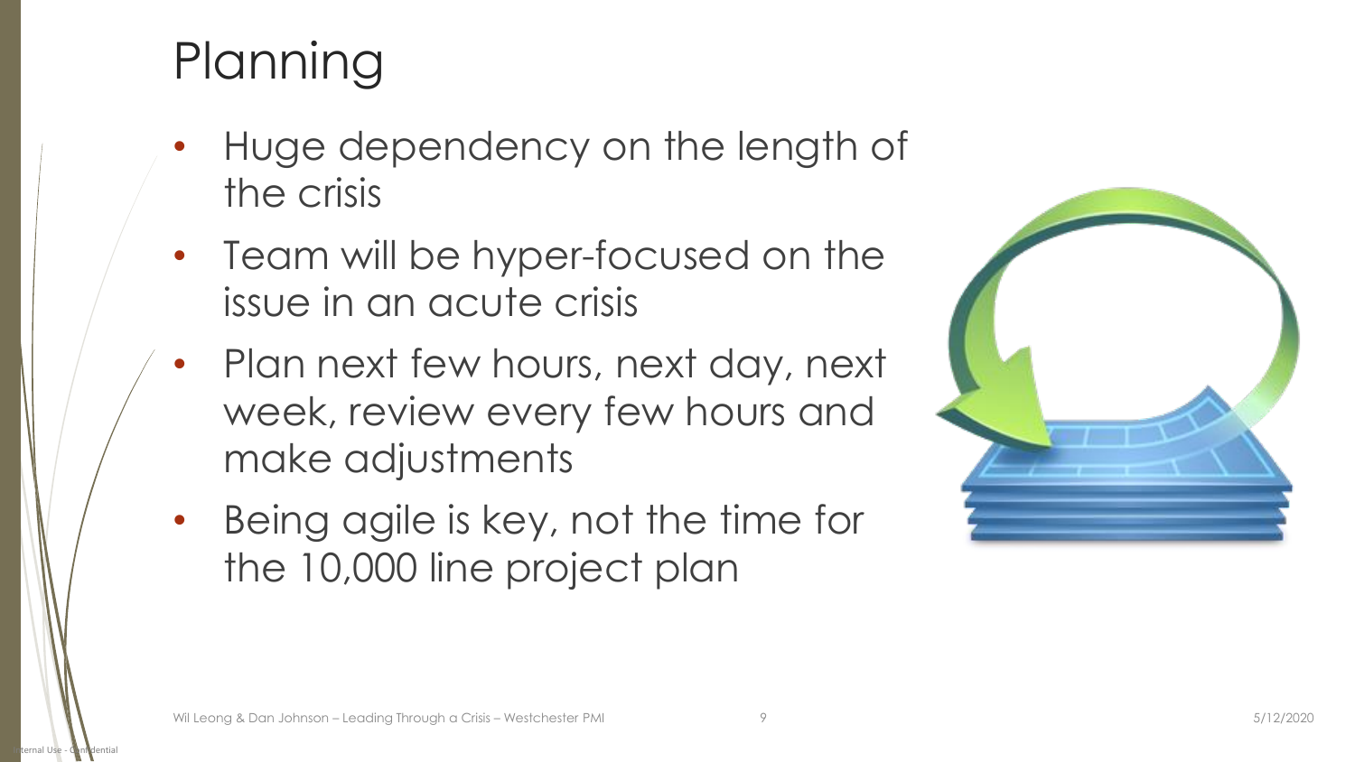# Planning

- Huge dependency on the length of the crisis
- Team will be hyper-focused on the issue in an acute crisis
- Plan next few hours, next day, next week, review every few hours and make adjustments
- Being agile is key, not the time for the 10,000 line project plan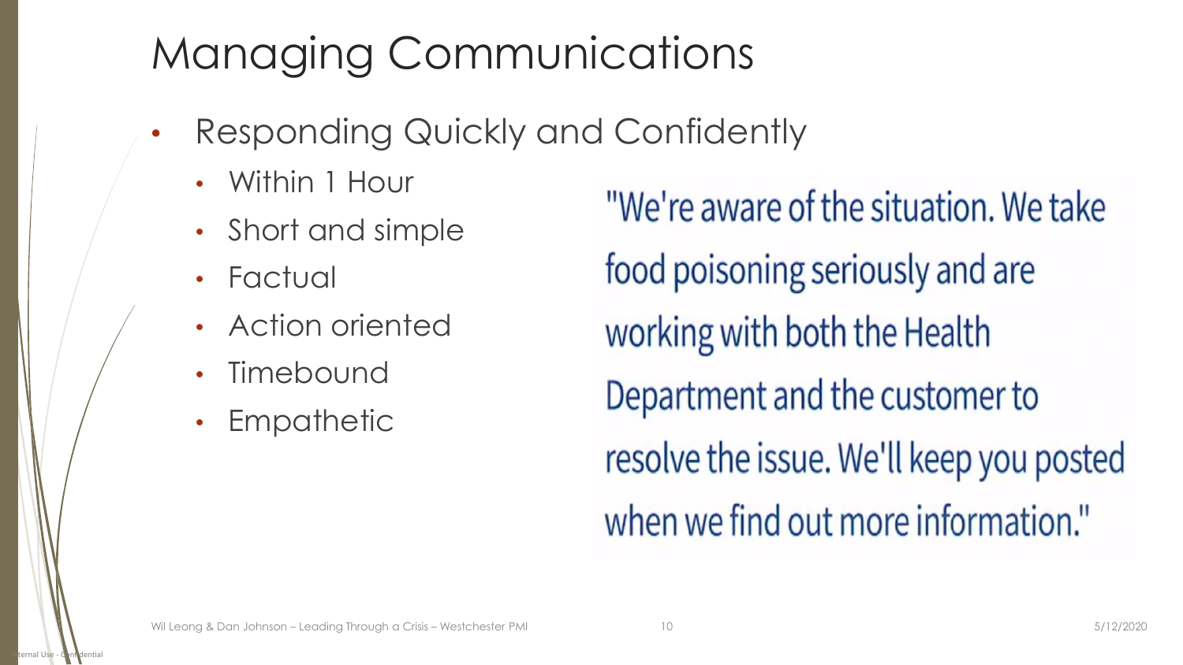# Managing Communications

- Responding Quickly and Confidently
  - Within 1 Hour
  - Short and simple
  - Factual
  - Action oriented
  - Timebound
  - Empathetic

"We're aware of the situation. We take food poisoning seriously and are working with both the Health Department and the customer to resolve the issue. We'll keep you posted when we find out more information."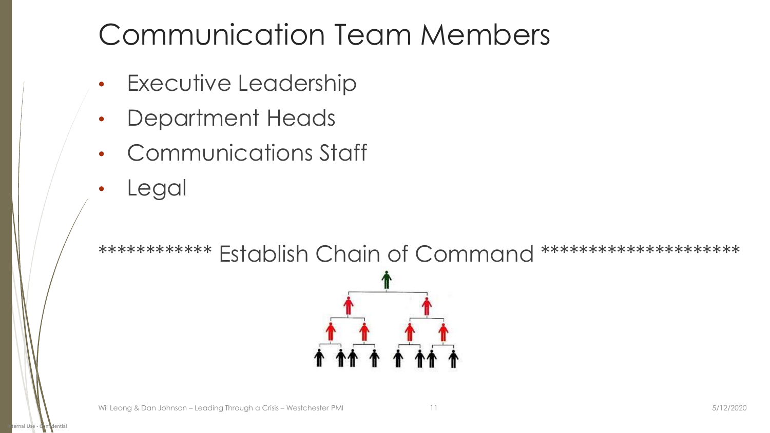# Communication Team Members

- Executive Leadership
- Department Heads
- Communications Staff
- Legal

************ Establish Chain of Command ********************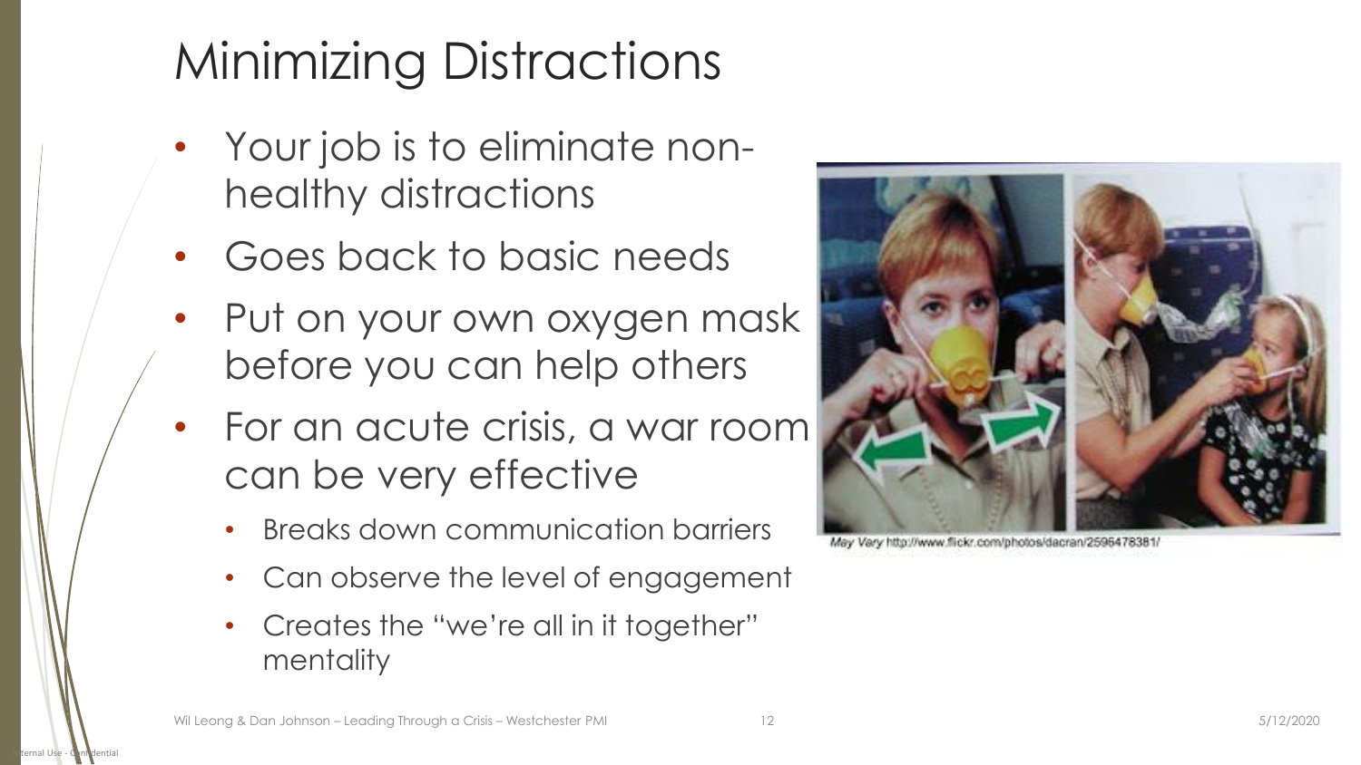# Minimizing Distractions

- Your job is to eliminate non-healthy distractions
- Goes back to basic needs
- Put on your own oxygen mask before you can help others
- For an acute crisis, a war room can be very effective
  - Breaks down communication barriers
  - Can observe the level of engagement
  - Creates the "we're all in it together" mentality

May Vary http://www.flickr.com/photos/dacran/2596478381/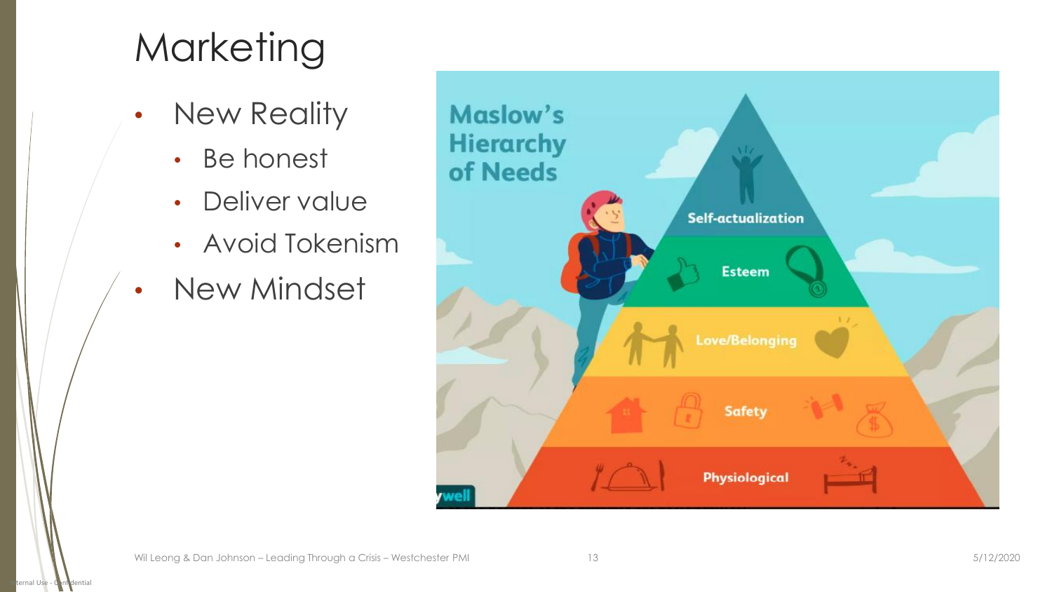# Marketing

- New Reality
  - Be honest
  - Deliver value
  - Avoid Tokenism
- New Mindset

Maslow's Hierarchy of Needs

Self-actualization

Esteem

Love/Belonging

Safety

Physiological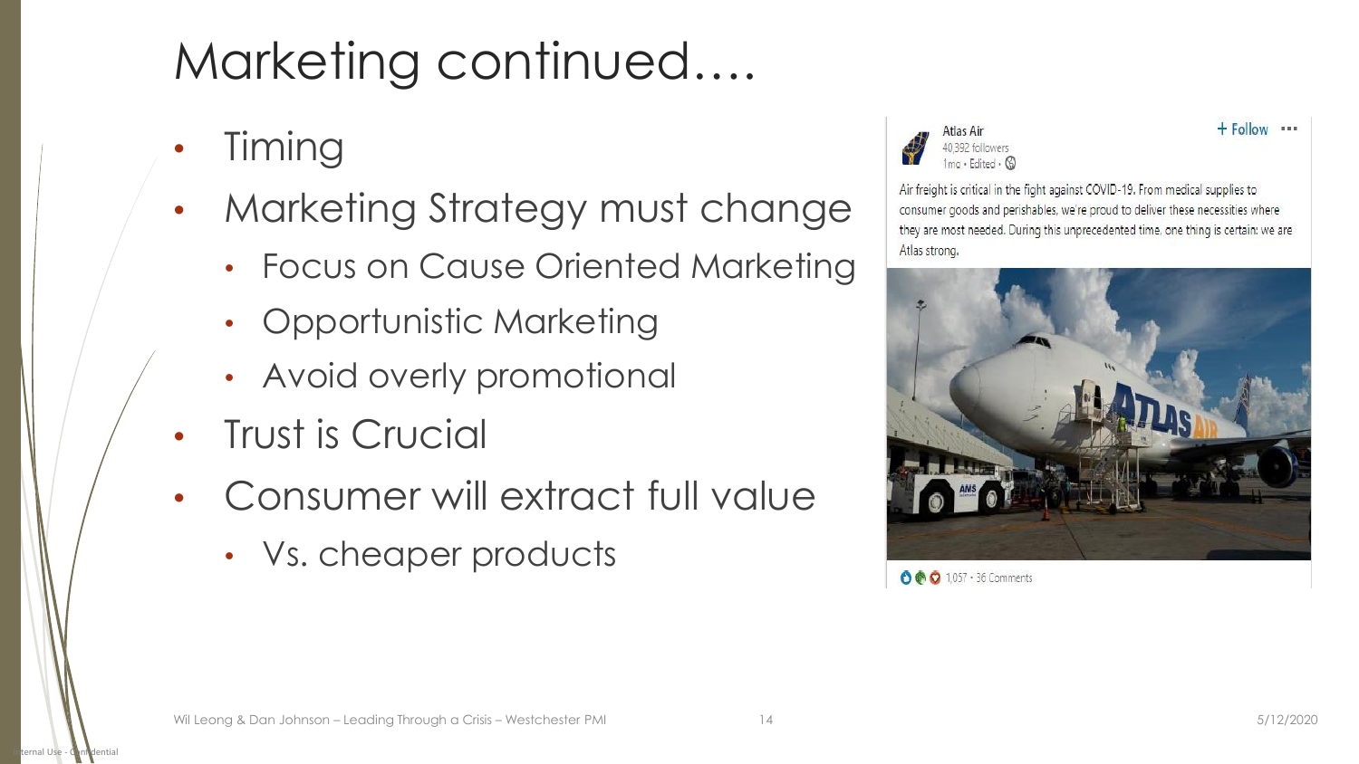# Marketing continued….

- Timing
- Marketing Strategy must change
  - Focus on Cause Oriented Marketing
  - Opportunistic Marketing
  - Avoid overly promotional
- Trust is Crucial
- Consumer will extract full value
  - Vs. cheaper products

Atlas Air
40,392 followers
1mo • Edited •

+ Follow

Air freight is critical in the fight against COVID-19. From medical supplies to consumer goods and perishables, we're proud to deliver these necessities where they are most needed. During this unprecedented time, one thing is certain: we are Atlas strong.

1,057 • 36 Comments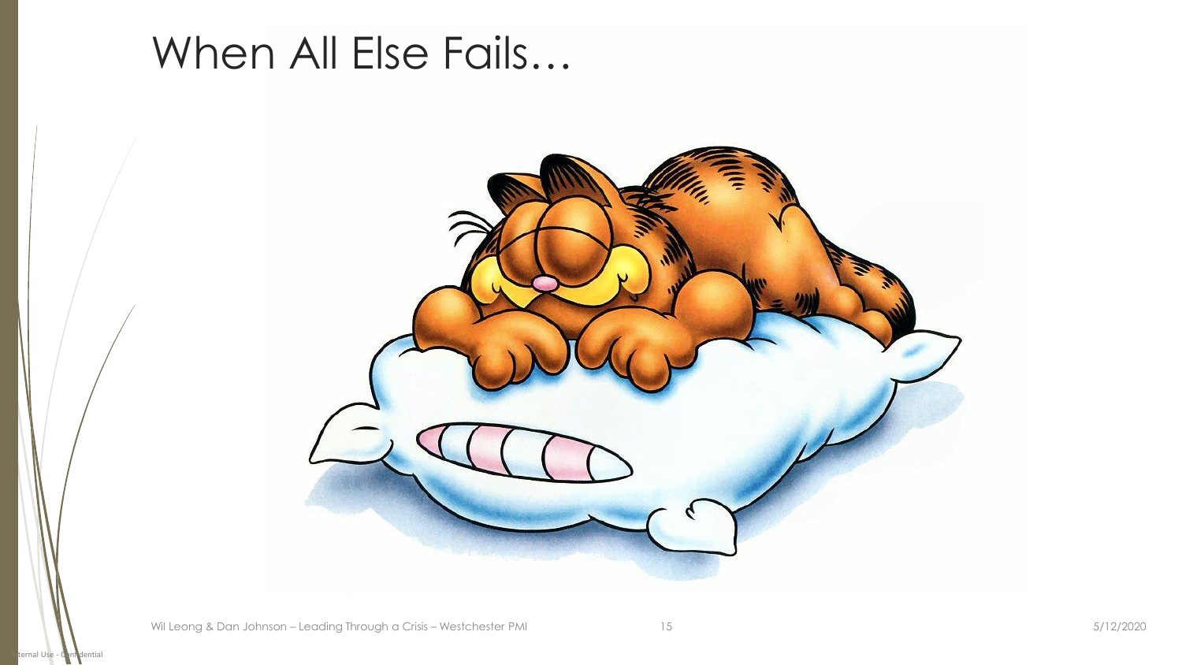# When All Else Fails…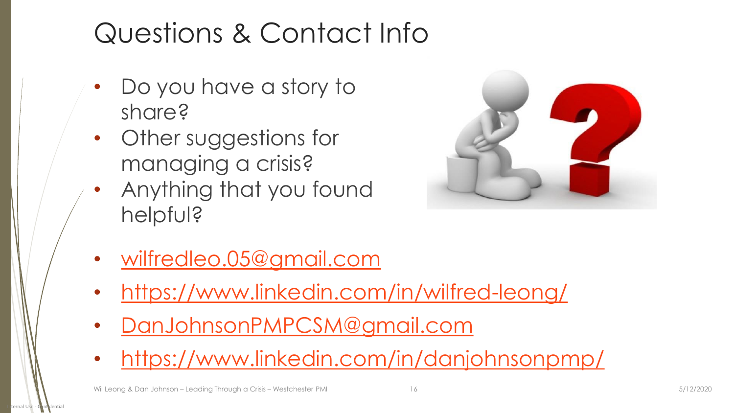# Questions & Contact Info

- Do you have a story to share?
- Other suggestions for managing a crisis?
- Anything that you found helpful?

- wilfredleo.05@gmail.com
- https://www.linkedin.com/in/wilfred-leong/
- DanJohnsonPMPCSM@gmail.com
- https://www.linkedin.com/in/danjohnsonpmp/